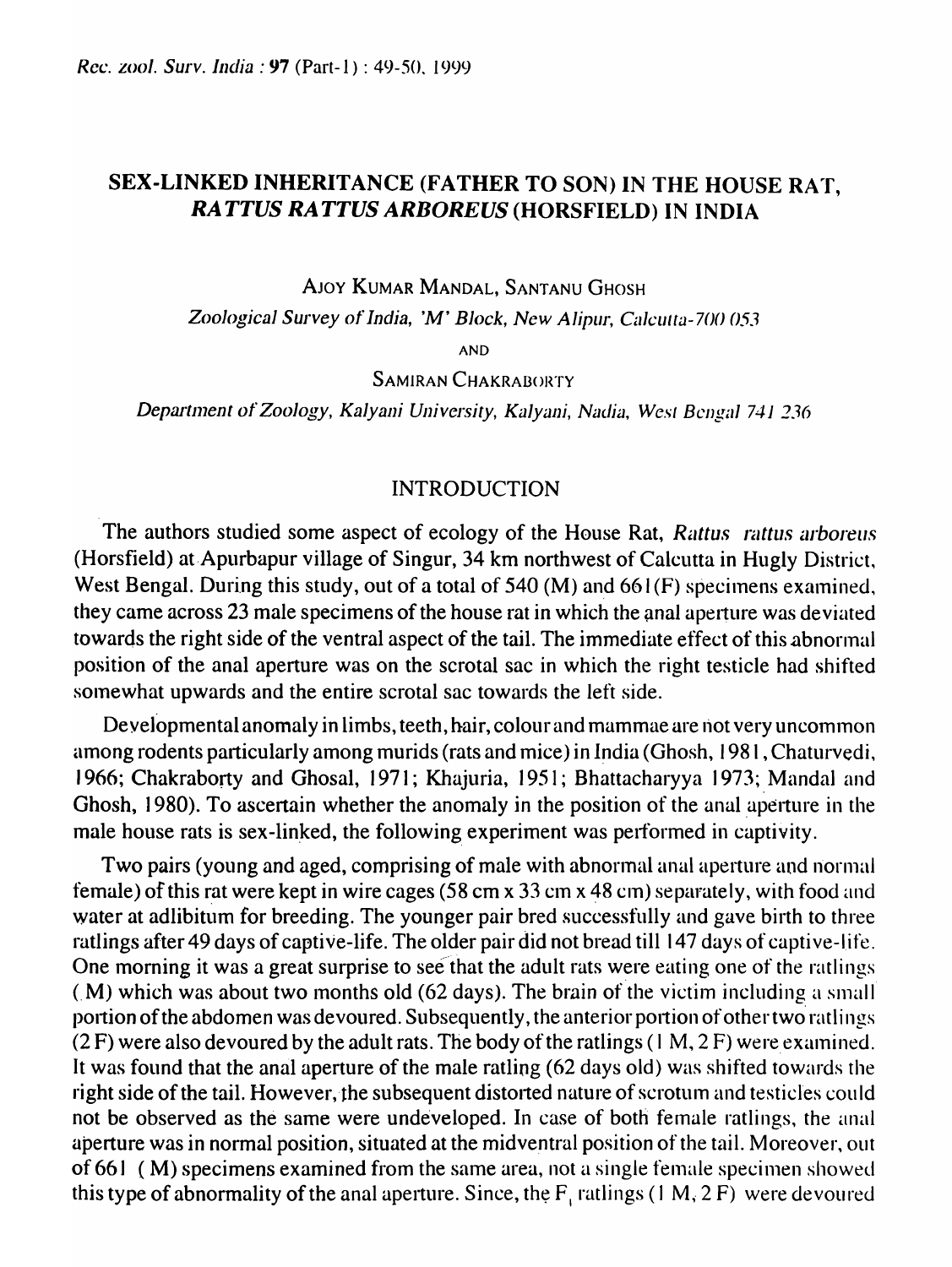# SEX-LINKED INHERITANCE (FATHER TO SON) IN THE HOUSE RAT, *RATTUS RATTUS ARBOREUS* (HORSFIELD) IN INDIA

AJOY KUMAR MANDAL, SANTANU GHOSH

*Zoological Survey of India, 'M' Block, New Alipur, Calcutta-700 053*

AND

SAMIRAN CHAKRABORTY

*Department of Zoology, Kalyani University, Kalyani, Nadia, West Bengal 741 236*

## INTRODUCTION

The authors studied some aspect of ecology of the House Rat, *Rattus rattus arboreus* (Horsfield) at Apurbapur village of Singur, 34 km northwest of Calcutta in Hugly District, West Bengal. During this study, out of a total of 540 (M) and 661 (F) specimens examined, they came across 23 male specimens of the house rat in which the anal aperture was deviated towards the right side of the ventral aspect of the tail. The immediate effect of this abnormal position of the anal aperture was on the scrotal sac in which the right testicle had shifted somewhat upwards and the entire scrotal sac towards the left side.

Developmental anomaly in limbs, teeth, hair, colour and mammae are not very uncommon among rodents particularly among murids (rats and mice) in India (Ghosh, 1981, Chaturvedi, 1966; Chakraborty and Ghosal, 1971; Khajuria, 1951; Bhattacharyya 1973; Mandal and Ghosh, 1980). To ascertain whether the anomaly in the position of the anal aperture in the male house rats is sex-linked, the following experiment was performed in captivity.

Two pairs (young and aged, comprising of male with abnormal anal aperture and normal female) of this rat were kept in wire cages (58 cm x 33 cm x 48 cm) separately, with food and water at adlibitum for breeding. The younger pair bred successfully and gave birth to three ratlings after 49 days of captive-life. The older pair did not bread till 147 days of captive-life. One morning it was a great surprise to see that the adult rats were eating one of the ratlings (M) which was about two months old (62 days). The brain of the victim including a small portion of the abdomen was devoured. Subsequently, the anterior portion of other two ratlings (2 F) were also devoured by the adult rats. The body of the ratlings (1 M, 2 F) were examined. It was found that the anal aperture of the male ratling (62 days old) was shifted towards the right side of the tail. However, the subsequent distorted nature of scrotum and testicles could not be observed as the same were undeveloped. In case of both female ratlings, the anal aperture was in normal position, situated at the midventral position of the tail. Moreover, out of 661 (M) specimens examined from the same area, not a single female specimen showed this type of abnormality of the anal aperture. Since, the $F_1$ ratlings (1 M, 2 F) were devoured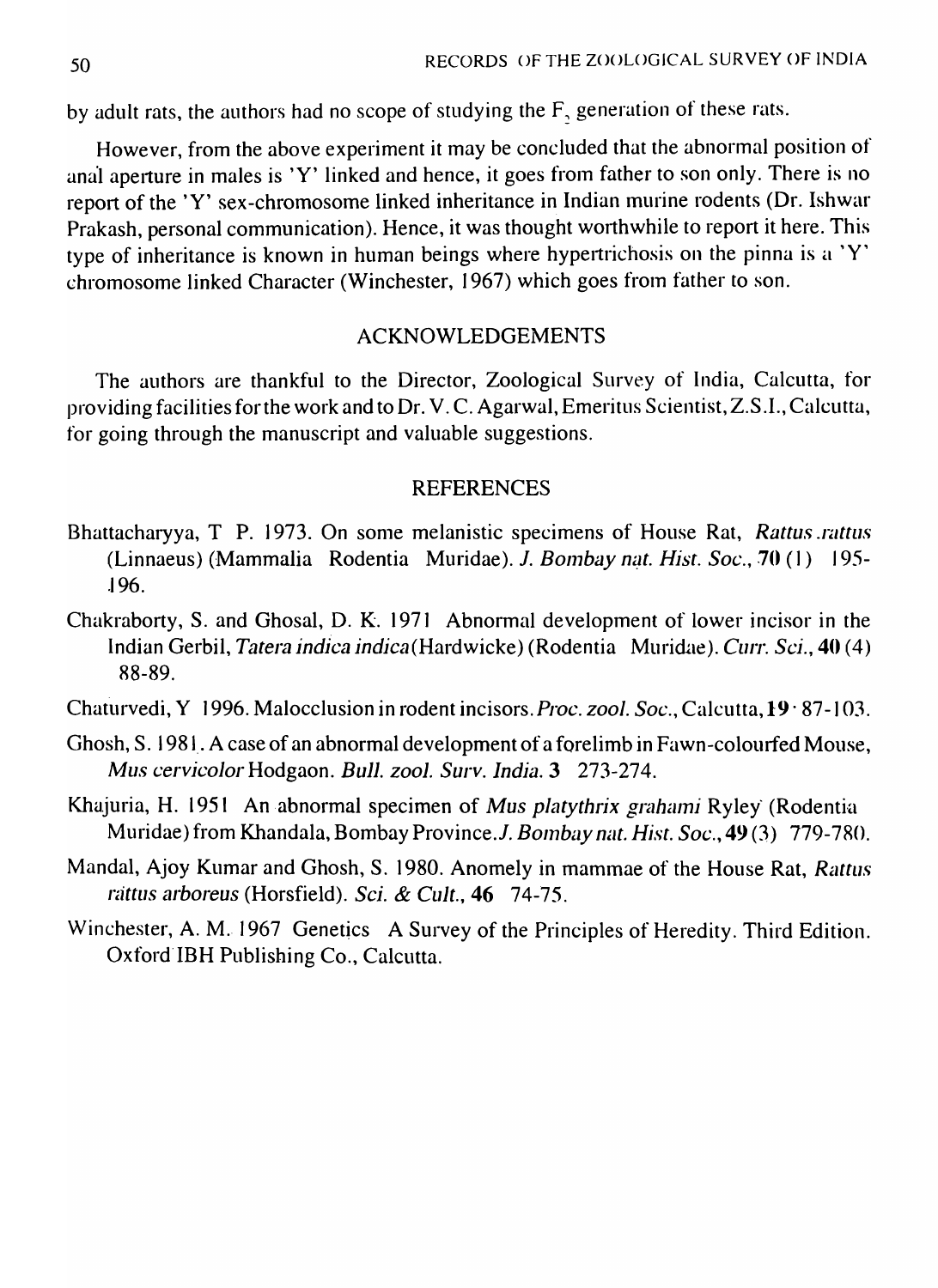by adult rats, the authors had no scope of studying the $F_2$ generation of these rats.

However, from the above experiment it may be concluded that the abnormal position of anal aperture in males is 'Y' linked and hence, it goes from father to son only. There is no report of the 'Y' sex-chromosome linked inheritance in Indian murine rodents (Dr. Ishwar Prakash, personal communication). Hence, it was thought worthwhile to report it here. This type of inheritance is known in human beings where hypertrichosis on the pinna is a 'Y' chromosome linked Character (Winchester, 1967) which goes from father to son.

## ACKNOWLEDGEMENTS

The authors are thankful to the Director, Zoological Survey of India, Calcutta, for providing facilities for the work and to Dr. V. C. Agarwal, Emeritus Scientist, Z.S.I., Calcutta, for going through the manuscript and valuable suggestions.

## REFERENCES

Bhattacharyya, T P. 1973. On some melanistic specimens of House Rat, *Rattus rattus* (Linnaeus) (Mammalia Rodentia Muridae). *J. Bombay nat. Hist. Soc.*, **70** (1) 195-196.

Chakraborty, S. and Ghosal, D. K. 1971 Abnormal development of lower incisor in the Indian Gerbil, *Tatera indica indica* (Hardwicke) (Rodentia Muridae). *Curr. Sci.*, **40** (4) 88-89.

Chaturvedi, Y 1996. Malocclusion in rodent incisors. *Proc. zool. Soc.*, Calcutta, **19** · 87-103.

Ghosh, S. 1981. A case of an abnormal development of a forelimb in Fawn-colourfed Mouse, *Mus cervicolor* Hodgaon. *Bull. zool. Surv. India.* **3** 273-274.

Khajuria, H. 1951 An abnormal specimen of *Mus platythrix grahami* Ryley (Rodentia Muridae) from Khandala, Bombay Province. *J. Bombay nat. Hist. Soc.*, **49** (3) 779-780.

Mandal, Ajoy Kumar and Ghosh, S. 1980. Anomely in mammae of the House Rat, *Rattus rattus arboreus* (Horsfield). *Sci. & Cult.*, **46** 74-75.

Winchester, A. M. 1967 Genetics A Survey of the Principles of Heredity. Third Edition. Oxford IBH Publishing Co., Calcutta.